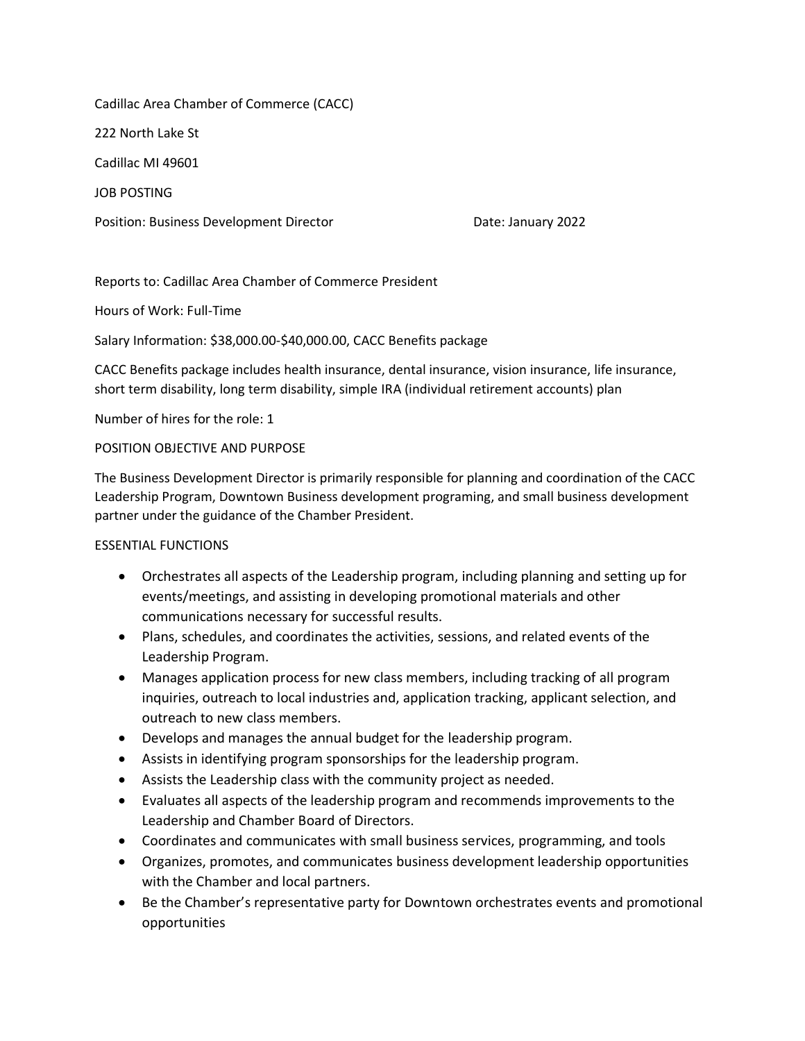Cadillac Area Chamber of Commerce (CACC)

222 North Lake St

Cadillac MI 49601

JOB POSTING

Position: Business Development Director Date: January 2022

Reports to: Cadillac Area Chamber of Commerce President

Hours of Work: Full-Time

Salary Information: $38,000.00-$40,000.00, CACC Benefits package

CACC Benefits package includes health insurance, dental insurance, vision insurance, life insurance, short term disability, long term disability, simple IRA (individual retirement accounts) plan

Number of hires for the role: 1

POSITION OBJECTIVE AND PURPOSE

The Business Development Director is primarily responsible for planning and coordination of the CACC Leadership Program, Downtown Business development programing, and small business development partner under the guidance of the Chamber President.

ESSENTIAL FUNCTIONS

- Orchestrates all aspects of the Leadership program, including planning and setting up for events/meetings, and assisting in developing promotional materials and other communications necessary for successful results.
- Plans, schedules, and coordinates the activities, sessions, and related events of the Leadership Program.
- Manages application process for new class members, including tracking of all program inquiries, outreach to local industries and, application tracking, applicant selection, and outreach to new class members.
- Develops and manages the annual budget for the leadership program.
- Assists in identifying program sponsorships for the leadership program.
- Assists the Leadership class with the community project as needed.
- Evaluates all aspects of the leadership program and recommends improvements to the Leadership and Chamber Board of Directors.
- Coordinates and communicates with small business services, programming, and tools
- Organizes, promotes, and communicates business development leadership opportunities with the Chamber and local partners.
- Be the Chamber's representative party for Downtown orchestrates events and promotional opportunities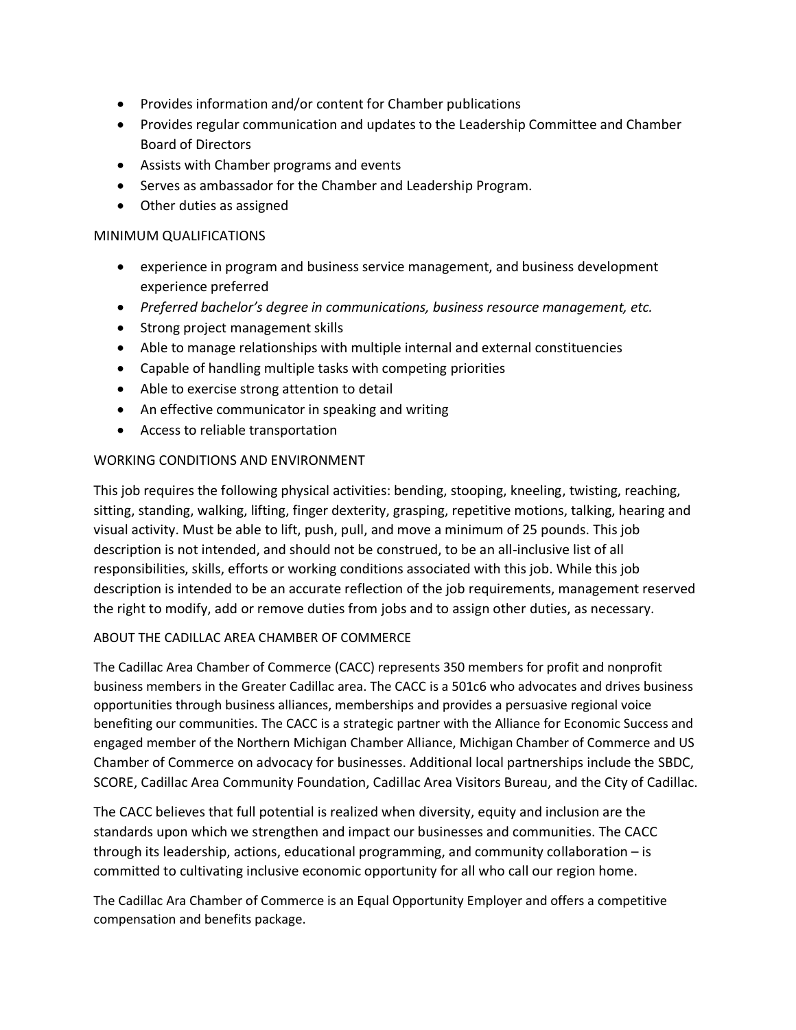- Provides information and/or content for Chamber publications
- Provides regular communication and updates to the Leadership Committee and Chamber Board of Directors
- Assists with Chamber programs and events
- Serves as ambassador for the Chamber and Leadership Program.
- Other duties as assigned

MINIMUM QUALIFICATIONS

- experience in program and business service management, and business development experience preferred
- *Preferred bachelor's degree in communications, business resource management, etc.*
- Strong project management skills
- Able to manage relationships with multiple internal and external constituencies
- Capable of handling multiple tasks with competing priorities
- Able to exercise strong attention to detail
- An effective communicator in speaking and writing
- Access to reliable transportation

WORKING CONDITIONS AND ENVIRONMENT

This job requires the following physical activities: bending, stooping, kneeling, twisting, reaching, sitting, standing, walking, lifting, finger dexterity, grasping, repetitive motions, talking, hearing and visual activity. Must be able to lift, push, pull, and move a minimum of 25 pounds. This job description is not intended, and should not be construed, to be an all-inclusive list of all responsibilities, skills, efforts or working conditions associated with this job. While this job description is intended to be an accurate reflection of the job requirements, management reserved the right to modify, add or remove duties from jobs and to assign other duties, as necessary.

ABOUT THE CADILLAC AREA CHAMBER OF COMMERCE

The Cadillac Area Chamber of Commerce (CACC) represents 350 members for profit and nonprofit business members in the Greater Cadillac area. The CACC is a 501c6 who advocates and drives business opportunities through business alliances, memberships and provides a persuasive regional voice benefiting our communities. The CACC is a strategic partner with the Alliance for Economic Success and engaged member of the Northern Michigan Chamber Alliance, Michigan Chamber of Commerce and US Chamber of Commerce on advocacy for businesses. Additional local partnerships include the SBDC, SCORE, Cadillac Area Community Foundation, Cadillac Area Visitors Bureau, and the City of Cadillac.

The CACC believes that full potential is realized when diversity, equity and inclusion are the standards upon which we strengthen and impact our businesses and communities. The CACC through its leadership, actions, educational programming, and community collaboration – is committed to cultivating inclusive economic opportunity for all who call our region home.

The Cadillac Ara Chamber of Commerce is an Equal Opportunity Employer and offers a competitive compensation and benefits package.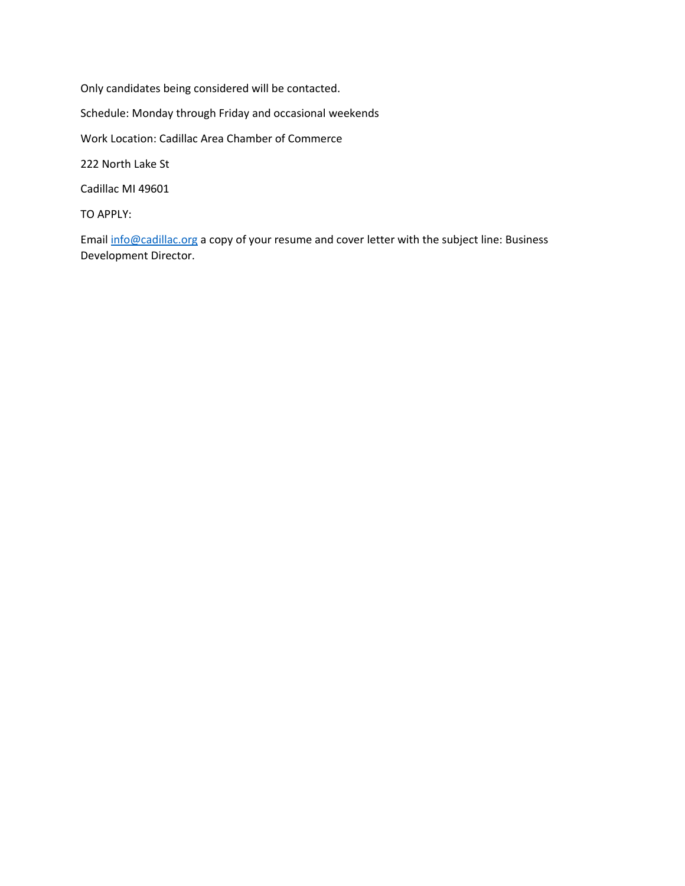Only candidates being considered will be contacted.

Schedule: Monday through Friday and occasional weekends

Work Location: Cadillac Area Chamber of Commerce

222 North Lake St

Cadillac MI 49601

TO APPLY:

Email info@cadillac.org a copy of your resume and cover letter with the subject line: Business Development Director.